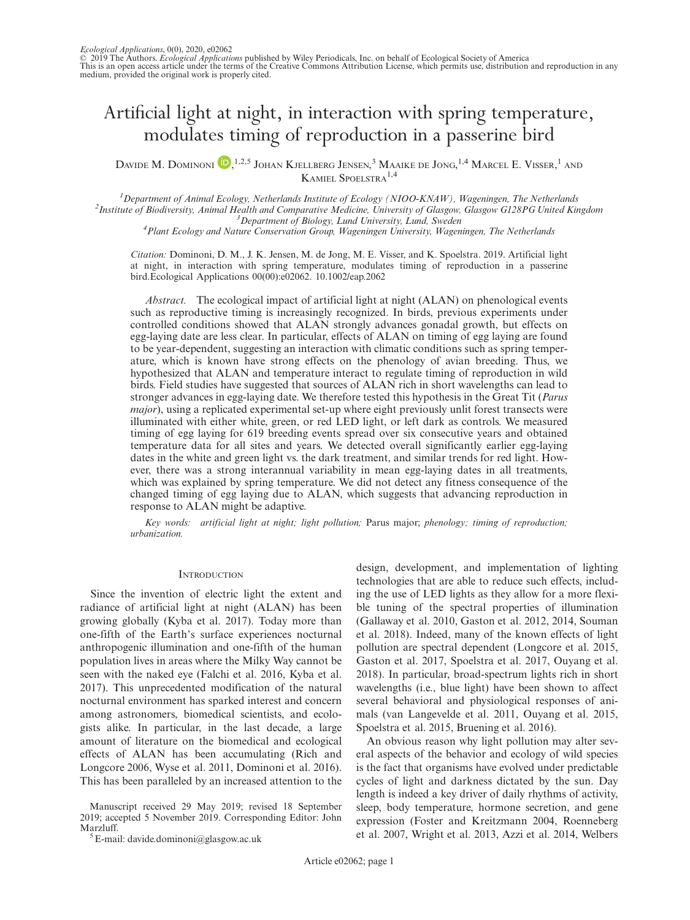*Ecological Applications*, 0(0), 2020, e02062
© 2019 The Authors. *Ecological Applications* published by Wiley Periodicals, Inc. on behalf of Ecological Society of America
This is an open access article under the terms of the Creative Commons Attribution License, which permits use, distribution and reproduction in any medium, provided the original work is properly cited.

# Artificial light at night, in interaction with spring temperature, modulates timing of reproduction in a passerine bird

DAVIDE M. DOMINONI,[1,2,5] JOHAN KJELLBERG JENSEN,[3] MAAIKE DE JONG,[1,4] MARCEL E. VISSER,[1] AND KAMIEL SPOELSTRA[1,4]

[1]*Department of Animal Ecology, Netherlands Institute of Ecology (NIOO-KNAW), Wageningen, The Netherlands*
[2]*Institute of Biodiversity, Animal Health and Comparative Medicine, University of Glasgow, Glasgow G128PG United Kingdom*
[3]*Department of Biology, Lund University, Lund, Sweden*
[4]*Plant Ecology and Nature Conservation Group, Wageningen University, Wageningen, The Netherlands*

*Citation:* Dominoni, D. M., J. K. Jensen, M. de Jong, M. E. Visser, and K. Spoelstra. 2019. Artificial light at night, in interaction with spring temperature, modulates timing of reproduction in a passerine bird.Ecological Applications 00(00):e02062. 10.1002/eap.2062

*Abstract.* The ecological impact of artificial light at night (ALAN) on phenological events such as reproductive timing is increasingly recognized. In birds, previous experiments under controlled conditions showed that ALAN strongly advances gonadal growth, but effects on egg-laying date are less clear. In particular, effects of ALAN on timing of egg laying are found to be year-dependent, suggesting an interaction with climatic conditions such as spring temperature, which is known have strong effects on the phenology of avian breeding. Thus, we hypothesized that ALAN and temperature interact to regulate timing of reproduction in wild birds. Field studies have suggested that sources of ALAN rich in short wavelengths can lead to stronger advances in egg-laying date. We therefore tested this hypothesis in the Great Tit (*Parus major*), using a replicated experimental set-up where eight previously unlit forest transects were illuminated with either white, green, or red LED light, or left dark as controls. We measured timing of egg laying for 619 breeding events spread over six consecutive years and obtained temperature data for all sites and years. We detected overall significantly earlier egg-laying dates in the white and green light vs. the dark treatment, and similar trends for red light. However, there was a strong interannual variability in mean egg-laying dates in all treatments, which was explained by spring temperature. We did not detect any fitness consequence of the changed timing of egg laying due to ALAN, which suggests that advancing reproduction in response to ALAN might be adaptive.

*Key words:* *artificial light at night; light pollution;* Parus major; *phenology; timing of reproduction; urbanization.*

## INTRODUCTION

Since the invention of electric light the extent and radiance of artificial light at night (ALAN) has been growing globally (Kyba et al. 2017). Today more than one-fifth of the Earth's surface experiences nocturnal anthropogenic illumination and one-fifth of the human population lives in areas where the Milky Way cannot be seen with the naked eye (Falchi et al. 2016, Kyba et al. 2017). This unprecedented modification of the natural nocturnal environment has sparked interest and concern among astronomers, biomedical scientists, and ecologists alike. In particular, in the last decade, a large amount of literature on the biomedical and ecological effects of ALAN has been accumulating (Rich and Longcore 2006, Wyse et al. 2011, Dominoni et al. 2016). This has been paralleled by an increased attention to the design, development, and implementation of lighting technologies that are able to reduce such effects, including the use of LED lights as they allow for a more flexible tuning of the spectral properties of illumination (Gallaway et al. 2010, Gaston et al. 2012, 2014, Souman et al. 2018). Indeed, many of the known effects of light pollution are spectral dependent (Longcore et al. 2015, Gaston et al. 2017, Spoelstra et al. 2017, Ouyang et al. 2018). In particular, broad-spectrum lights rich in short wavelengths (i.e., blue light) have been shown to affect several behavioral and physiological responses of animals (van Langevelde et al. 2011, Ouyang et al. 2015, Spoelstra et al. 2015, Bruening et al. 2016).

An obvious reason why light pollution may alter several aspects of the behavior and ecology of wild species is the fact that organisms have evolved under predictable cycles of light and darkness dictated by the sun. Day length is indeed a key driver of daily rhythms of activity, sleep, body temperature, hormone secretion, and gene expression (Foster and Kreitzmann 2004, Roenneberg et al. 2007, Wright et al. 2013, Azzi et al. 2014, Welbers

Manuscript received 29 May 2019; revised 18 September 2019; accepted 5 November 2019. Corresponding Editor: John Marzluff.
[5] E-mail: davide.dominoni@glasgow.ac.uk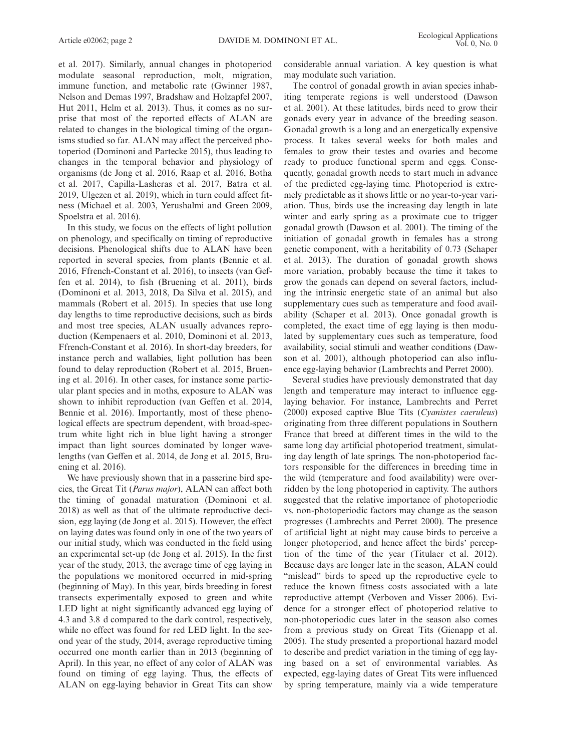et al. 2017). Similarly, annual changes in photoperiod modulate seasonal reproduction, molt, migration, immune function, and metabolic rate (Gwinner 1987, Nelson and Demas 1997, Bradshaw and Holzapfel 2007, Hut 2011, Helm et al. 2013). Thus, it comes as no surprise that most of the reported effects of ALAN are related to changes in the biological timing of the organisms studied so far. ALAN may affect the perceived photoperiod (Dominoni and Partecke 2015), thus leading to changes in the temporal behavior and physiology of organisms (de Jong et al. 2016, Raap et al. 2016, Botha et al. 2017, Capilla-Lasheras et al. 2017, Batra et al. 2019, Ulgezen et al. 2019), which in turn could affect fitness (Michael et al. 2003, Yerushalmi and Green 2009, Spoelstra et al. 2016).

In this study, we focus on the effects of light pollution on phenology, and specifically on timing of reproductive decisions. Phenological shifts due to ALAN have been reported in several species, from plants (Bennie et al. 2016, Ffrench-Constant et al. 2016), to insects (van Geffen et al. 2014), to fish (Bruening et al. 2011), birds (Dominoni et al. 2013, 2018, Da Silva et al. 2015), and mammals (Robert et al. 2015). In species that use long day lengths to time reproductive decisions, such as birds and most tree species, ALAN usually advances reproduction (Kempenaers et al. 2010, Dominoni et al. 2013, Ffrench-Constant et al. 2016). In short-day breeders, for instance perch and wallabies, light pollution has been found to delay reproduction (Robert et al. 2015, Bruening et al. 2016). In other cases, for instance some particular plant species and in moths, exposure to ALAN was shown to inhibit reproduction (van Geffen et al. 2014, Bennie et al. 2016). Importantly, most of these phenological effects are spectrum dependent, with broad-spectrum white light rich in blue light having a stronger impact than light sources dominated by longer wavelengths (van Geffen et al. 2014, de Jong et al. 2015, Bruening et al. 2016).

We have previously shown that in a passerine bird species, the Great Tit (*Parus major*), ALAN can affect both the timing of gonadal maturation (Dominoni et al. 2018) as well as that of the ultimate reproductive decision, egg laying (de Jong et al. 2015). However, the effect on laying dates was found only in one of the two years of our initial study, which was conducted in the field using an experimental set-up (de Jong et al. 2015). In the first year of the study, 2013, the average time of egg laying in the populations we monitored occurred in mid-spring (beginning of May). In this year, birds breeding in forest transects experimentally exposed to green and white LED light at night significantly advanced egg laying of 4.3 and 3.8 d compared to the dark control, respectively, while no effect was found for red LED light. In the second year of the study, 2014, average reproductive timing occurred one month earlier than in 2013 (beginning of April). In this year, no effect of any color of ALAN was found on timing of egg laying. Thus, the effects of ALAN on egg-laying behavior in Great Tits can show considerable annual variation. A key question is what may modulate such variation.

The control of gonadal growth in avian species inhabiting temperate regions is well understood (Dawson et al. 2001). At these latitudes, birds need to grow their gonads every year in advance of the breeding season. Gonadal growth is a long and an energetically expensive process. It takes several weeks for both males and females to grow their testes and ovaries and become ready to produce functional sperm and eggs. Consequently, gonadal growth needs to start much in advance of the predicted egg-laying time. Photoperiod is extremely predictable as it shows little or no year-to-year variation. Thus, birds use the increasing day length in late winter and early spring as a proximate cue to trigger gonadal growth (Dawson et al. 2001). The timing of the initiation of gonadal growth in females has a strong genetic component, with a heritability of 0.73 (Schaper et al. 2013). The duration of gonadal growth shows more variation, probably because the time it takes to grow the gonads can depend on several factors, including the intrinsic energetic state of an animal but also supplementary cues such as temperature and food availability (Schaper et al. 2013). Once gonadal growth is completed, the exact time of egg laying is then modulated by supplementary cues such as temperature, food availability, social stimuli and weather conditions (Dawson et al. 2001), although photoperiod can also influence egg-laying behavior (Lambrechts and Perret 2000).

Several studies have previously demonstrated that day length and temperature may interact to influence egg-laying behavior. For instance, Lambrechts and Perret (2000) exposed captive Blue Tits (*Cyanistes caeruleus*) originating from three different populations in Southern France that breed at different times in the wild to the same long day artificial photoperiod treatment, simulating day length of late springs. The non-photoperiod factors responsible for the differences in breeding time in the wild (temperature and food availability) were overridden by the long photoperiod in captivity. The authors suggested that the relative importance of photoperiodic vs. non-photoperiodic factors may change as the season progresses (Lambrechts and Perret 2000). The presence of artificial light at night may cause birds to perceive a longer photoperiod, and hence affect the birds' perception of the time of the year (Titulaer et al. 2012). Because days are longer late in the season, ALAN could "mislead" birds to speed up the reproductive cycle to reduce the known fitness costs associated with a late reproductive attempt (Verboven and Visser 2006). Evidence for a stronger effect of photoperiod relative to non-photoperiodic cues later in the season also comes from a previous study on Great Tits (Gienapp et al. 2005). The study presented a proportional hazard model to describe and predict variation in the timing of egg laying based on a set of environmental variables. As expected, egg-laying dates of Great Tits were influenced by spring temperature, mainly via a wide temperature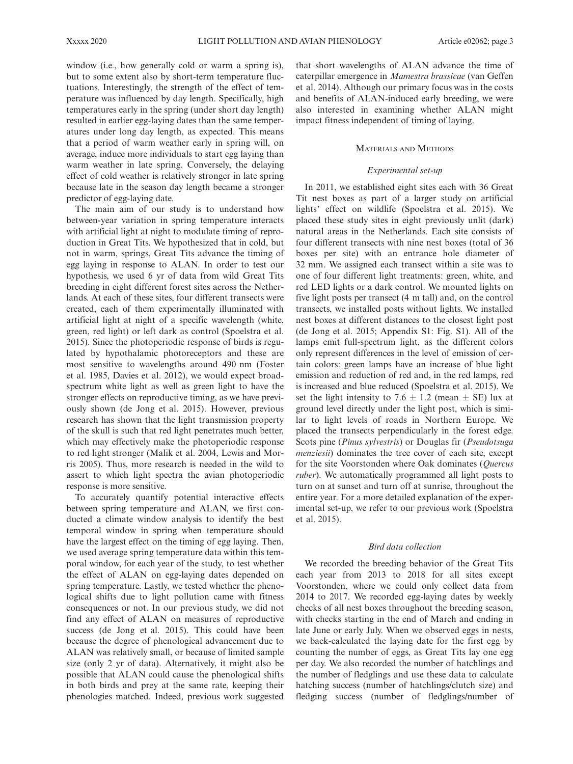window (i.e., how generally cold or warm a spring is), but to some extent also by short-term temperature fluctuations. Interestingly, the strength of the effect of temperature was influenced by day length. Specifically, high temperatures early in the spring (under short day length) resulted in earlier egg-laying dates than the same temperatures under long day length, as expected. This means that a period of warm weather early in spring will, on average, induce more individuals to start egg laying than warm weather in late spring. Conversely, the delaying effect of cold weather is relatively stronger in late spring because late in the season day length became a stronger predictor of egg-laying date.

The main aim of our study is to understand how between-year variation in spring temperature interacts with artificial light at night to modulate timing of reproduction in Great Tits. We hypothesized that in cold, but not in warm, springs, Great Tits advance the timing of egg laying in response to ALAN. In order to test our hypothesis, we used 6 yr of data from wild Great Tits breeding in eight different forest sites across the Netherlands. At each of these sites, four different transects were created, each of them experimentally illuminated with artificial light at night of a specific wavelength (white, green, red light) or left dark as control (Spoelstra et al. 2015). Since the photoperiodic response of birds is regulated by hypothalamic photoreceptors and these are most sensitive to wavelengths around 490 nm (Foster et al. 1985, Davies et al. 2012), we would expect broad-spectrum white light as well as green light to have the stronger effects on reproductive timing, as we have previously shown (de Jong et al. 2015). However, previous research has shown that the light transmission property of the skull is such that red light penetrates much better, which may effectively make the photoperiodic response to red light stronger (Malik et al. 2004, Lewis and Morris 2005). Thus, more research is needed in the wild to assert to which light spectra the avian photoperiodic response is more sensitive.

To accurately quantify potential interactive effects between spring temperature and ALAN, we first conducted a climate window analysis to identify the best temporal window in spring when temperature should have the largest effect on the timing of egg laying. Then, we used average spring temperature data within this temporal window, for each year of the study, to test whether the effect of ALAN on egg-laying dates depended on spring temperature. Lastly, we tested whether the phenological shifts due to light pollution came with fitness consequences or not. In our previous study, we did not find any effect of ALAN on measures of reproductive success (de Jong et al. 2015). This could have been because the degree of phenological advancement due to ALAN was relatively small, or because of limited sample size (only 2 yr of data). Alternatively, it might also be possible that ALAN could cause the phenological shifts in both birds and prey at the same rate, keeping their phenologies matched. Indeed, previous work suggested that short wavelengths of ALAN advance the time of caterpillar emergence in *Mamestra brassicae* (van Geffen et al. 2014). Although our primary focus was in the costs and benefits of ALAN-induced early breeding, we were also interested in examining whether ALAN might impact fitness independent of timing of laying.

## Materials and Methods

### *Experimental set-up*

In 2011, we established eight sites each with 36 Great Tit nest boxes as part of a larger study on artificial lights' effect on wildlife (Spoelstra et al. 2015). We placed these study sites in eight previously unlit (dark) natural areas in the Netherlands. Each site consists of four different transects with nine nest boxes (total of 36 boxes per site) with an entrance hole diameter of 32 mm. We assigned each transect within a site was to one of four different light treatments: green, white, and red LED lights or a dark control. We mounted lights on five light posts per transect (4 m tall) and, on the control transects, we installed posts without lights. We installed nest boxes at different distances to the closest light post (de Jong et al. 2015; Appendix S1: Fig. S1). All of the lamps emit full-spectrum light, as the different colors only represent differences in the level of emission of certain colors: green lamps have an increase of blue light emission and reduction of red and, in the red lamps, red is increased and blue reduced (Spoelstra et al. 2015). We set the light intensity to 7.6 $\pm$ 1.2 (mean $\pm$ SE) lux at ground level directly under the light post, which is similar to light levels of roads in Northern Europe. We placed the transects perpendicularly in the forest edge. Scots pine (*Pinus sylvestris*) or Douglas fir (*Pseudotsuga menziesii*) dominates the tree cover of each site, except for the site Voorstonden where Oak dominates (*Quercus ruber*). We automatically programmed all light posts to turn on at sunset and turn off at sunrise, throughout the entire year. For a more detailed explanation of the experimental set-up, we refer to our previous work (Spoelstra et al. 2015).

### *Bird data collection*

We recorded the breeding behavior of the Great Tits each year from 2013 to 2018 for all sites except Voorstonden, where we could only collect data from 2014 to 2017. We recorded egg-laying dates by weekly checks of all nest boxes throughout the breeding season, with checks starting in the end of March and ending in late June or early July. When we observed eggs in nests, we back-calculated the laying date for the first egg by counting the number of eggs, as Great Tits lay one egg per day. We also recorded the number of hatchlings and the number of fledglings and use these data to calculate hatching success (number of hatchlings/clutch size) and fledging success (number of fledglings/number of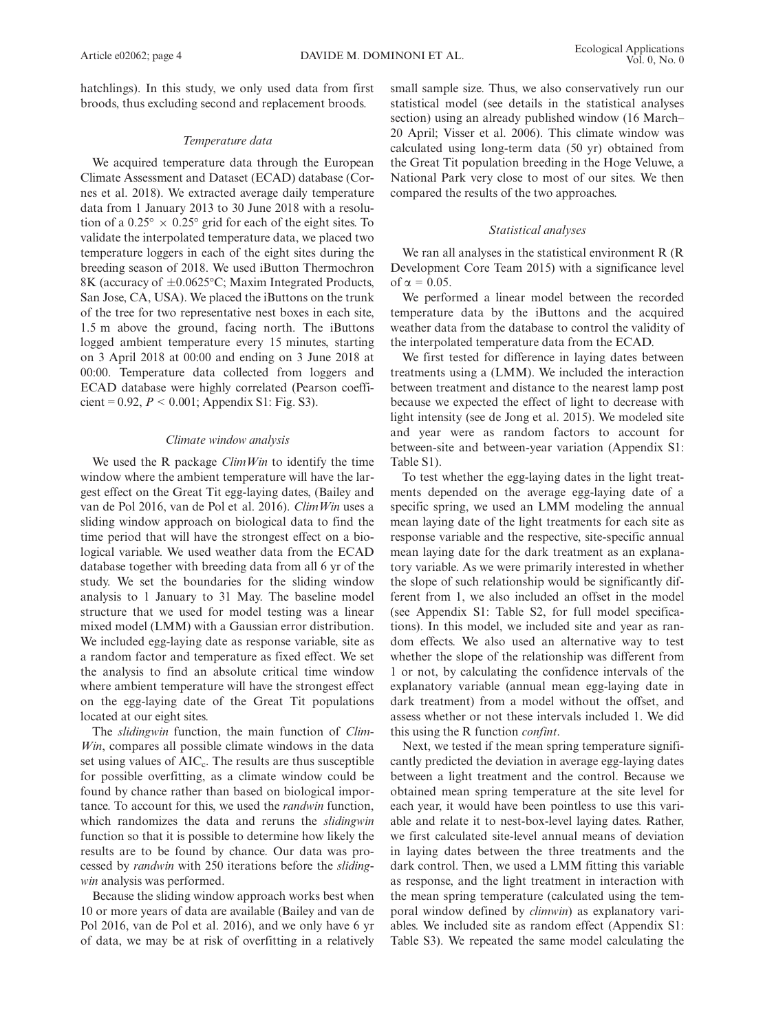hatchlings). In this study, we only used data from first broods, thus excluding second and replacement broods.

### *Temperature data*

We acquired temperature data through the European Climate Assessment and Dataset (ECAD) database (Cornes et al. 2018). We extracted average daily temperature data from 1 January 2013 to 30 June 2018 with a resolution of a $0.25° \times 0.25°$ grid for each of the eight sites. To validate the interpolated temperature data, we placed two temperature loggers in each of the eight sites during the breeding season of 2018. We used iButton Thermochron 8K (accuracy of $\pm 0.0625°C$; Maxim Integrated Products, San Jose, CA, USA). We placed the iButtons on the trunk of the tree for two representative nest boxes in each site, 1.5 m above the ground, facing north. The iButtons logged ambient temperature every 15 minutes, starting on 3 April 2018 at 00:00 and ending on 3 June 2018 at 00:00. Temperature data collected from loggers and ECAD database were highly correlated (Pearson coefficient = 0.92, $P < 0.001$; Appendix S1: Fig. S3).

### *Climate window analysis*

We used the R package *ClimWin* to identify the time window where the ambient temperature will have the largest effect on the Great Tit egg-laying dates, (Bailey and van de Pol 2016, van de Pol et al. 2016). *ClimWin* uses a sliding window approach on biological data to find the time period that will have the strongest effect on a biological variable. We used weather data from the ECAD database together with breeding data from all 6 yr of the study. We set the boundaries for the sliding window analysis to 1 January to 31 May. The baseline model structure that we used for model testing was a linear mixed model (LMM) with a Gaussian error distribution. We included egg-laying date as response variable, site as a random factor and temperature as fixed effect. We set the analysis to find an absolute critical time window where ambient temperature will have the strongest effect on the egg-laying date of the Great Tit populations located at our eight sites.

The *slidingwin* function, the main function of *ClimWin*, compares all possible climate windows in the data set using values of $AIC_c$. The results are thus susceptible for possible overfitting, as a climate window could be found by chance rather than based on biological importance. To account for this, we used the *randwin* function, which randomizes the data and reruns the *slidingwin* function so that it is possible to determine how likely the results are to be found by chance. Our data was processed by *randwin* with 250 iterations before the *slidingwin* analysis was performed.

Because the sliding window approach works best when 10 or more years of data are available (Bailey and van de Pol 2016, van de Pol et al. 2016), and we only have 6 yr of data, we may be at risk of overfitting in a relatively small sample size. Thus, we also conservatively run our statistical model (see details in the statistical analyses section) using an already published window (16 March–20 April; Visser et al. 2006). This climate window was calculated using long-term data (50 yr) obtained from the Great Tit population breeding in the Hoge Veluwe, a National Park very close to most of our sites. We then compared the results of the two approaches.

### *Statistical analyses*

We ran all analyses in the statistical environment R (R Development Core Team 2015) with a significance level of $\alpha = 0.05$.

We performed a linear model between the recorded temperature data by the iButtons and the acquired weather data from the database to control the validity of the interpolated temperature data from the ECAD.

We first tested for difference in laying dates between treatments using a (LMM). We included the interaction between treatment and distance to the nearest lamp post because we expected the effect of light to decrease with light intensity (see de Jong et al. 2015). We modeled site and year were as random factors to account for between-site and between-year variation (Appendix S1: Table S1).

To test whether the egg-laying dates in the light treatments depended on the average egg-laying date of a specific spring, we used an LMM modeling the annual mean laying date of the light treatments for each site as response variable and the respective, site-specific annual mean laying date for the dark treatment as an explanatory variable. As we were primarily interested in whether the slope of such relationship would be significantly different from 1, we also included an offset in the model (see Appendix S1: Table S2, for full model specifications). In this model, we included site and year as random effects. We also used an alternative way to test whether the slope of the relationship was different from 1 or not, by calculating the confidence intervals of the explanatory variable (annual mean egg-laying date in dark treatment) from a model without the offset, and assess whether or not these intervals included 1. We did this using the R function *confint*.

Next, we tested if the mean spring temperature significantly predicted the deviation in average egg-laying dates between a light treatment and the control. Because we obtained mean spring temperature at the site level for each year, it would have been pointless to use this variable and relate it to nest-box-level laying dates. Rather, we first calculated site-level annual means of deviation in laying dates between the three treatments and the dark control. Then, we used a LMM fitting this variable as response, and the light treatment in interaction with the mean spring temperature (calculated using the temporal window defined by *climwin*) as explanatory variables. We included site as random effect (Appendix S1: Table S3). We repeated the same model calculating the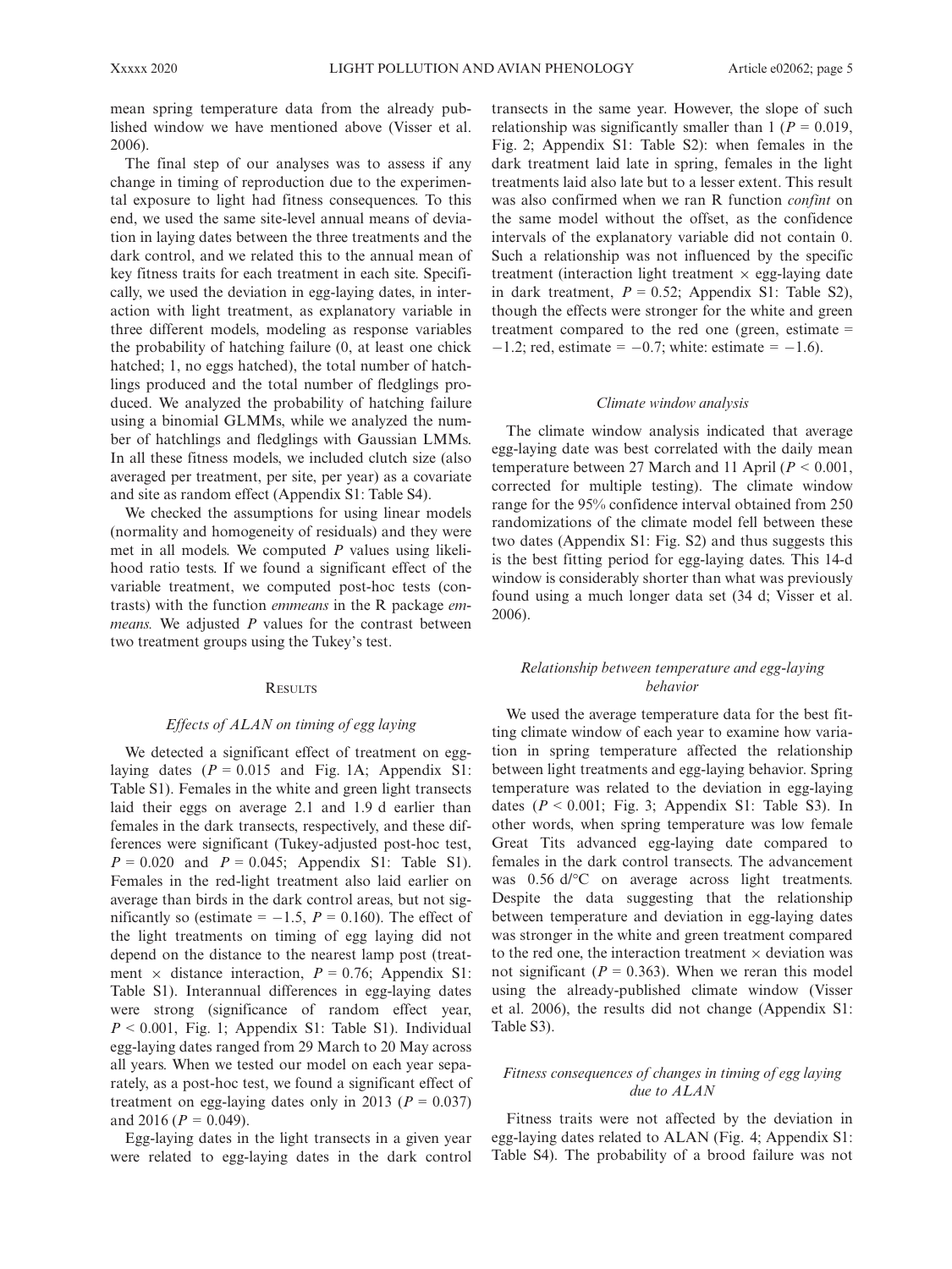mean spring temperature data from the already published window we have mentioned above (Visser et al. 2006).

The final step of our analyses was to assess if any change in timing of reproduction due to the experimental exposure to light had fitness consequences. To this end, we used the same site-level annual means of deviation in laying dates between the three treatments and the dark control, and we related this to the annual mean of key fitness traits for each treatment in each site. Specifically, we used the deviation in egg-laying dates, in interaction with light treatment, as explanatory variable in three different models, modeling as response variables the probability of hatching failure (0, at least one chick hatched; 1, no eggs hatched), the total number of hatchlings produced and the total number of fledglings produced. We analyzed the probability of hatching failure using a binomial GLMMs, while we analyzed the number of hatchlings and fledglings with Gaussian LMMs. In all these fitness models, we included clutch size (also averaged per treatment, per site, per year) as a covariate and site as random effect (Appendix S1: Table S4).

We checked the assumptions for using linear models (normality and homogeneity of residuals) and they were met in all models. We computed $P$ values using likelihood ratio tests. If we found a significant effect of the variable treatment, we computed post-hoc tests (contrasts) with the function *emmeans* in the R package *emmeans.* We adjusted $P$ values for the contrast between two treatment groups using the Tukey's test.

## Results

### Effects of ALAN on timing of egg laying

We detected a significant effect of treatment on egg-laying dates ($P = 0.015$ and Fig. 1A; Appendix S1: Table S1). Females in the white and green light transects laid their eggs on average 2.1 and 1.9 d earlier than females in the dark transects, respectively, and these differences were significant (Tukey-adjusted post-hoc test, $P = 0.020$ and $P = 0.045$; Appendix S1: Table S1). Females in the red-light treatment also laid earlier on average than birds in the dark control areas, but not significantly so (estimate = $-1.5$, $P = 0.160$). The effect of the light treatments on timing of egg laying did not depend on the distance to the nearest lamp post (treatment × distance interaction, $P = 0.76$; Appendix S1: Table S1). Interannual differences in egg-laying dates were strong (significance of random effect year, $P < 0.001$, Fig. 1; Appendix S1: Table S1). Individual egg-laying dates ranged from 29 March to 20 May across all years. When we tested our model on each year separately, as a post-hoc test, we found a significant effect of treatment on egg-laying dates only in 2013 ($P = 0.037$) and 2016 ($P = 0.049$).

Egg-laying dates in the light transects in a given year were related to egg-laying dates in the dark control transects in the same year. However, the slope of such relationship was significantly smaller than 1 ($P = 0.019$, Fig. 2; Appendix S1: Table S2): when females in the dark treatment laid late in spring, females in the light treatments laid also late but to a lesser extent. This result was also confirmed when we ran R function *confint* on the same model without the offset, as the confidence intervals of the explanatory variable did not contain 0. Such a relationship was not influenced by the specific treatment (interaction light treatment × egg-laying date in dark treatment, $P = 0.52$; Appendix S1: Table S2), though the effects were stronger for the white and green treatment compared to the red one (green, estimate = $-1.2$; red, estimate = $-0.7$; white: estimate = $-1.6$).

### Climate window analysis

The climate window analysis indicated that average egg-laying date was best correlated with the daily mean temperature between 27 March and 11 April ($P < 0.001$, corrected for multiple testing). The climate window range for the 95% confidence interval obtained from 250 randomizations of the climate model fell between these two dates (Appendix S1: Fig. S2) and thus suggests this is the best fitting period for egg-laying dates. This 14-d window is considerably shorter than what was previously found using a much longer data set (34 d; Visser et al. 2006).

### Relationship between temperature and egg-laying behavior

We used the average temperature data for the best fitting climate window of each year to examine how variation in spring temperature affected the relationship between light treatments and egg-laying behavior. Spring temperature was related to the deviation in egg-laying dates ($P < 0.001$; Fig. 3; Appendix S1: Table S3). In other words, when spring temperature was low female Great Tits advanced egg-laying date compared to females in the dark control transects. The advancement was 0.56 d/°C on average across light treatments. Despite the data suggesting that the relationship between temperature and deviation in egg-laying dates was stronger in the white and green treatment compared to the red one, the interaction treatment × deviation was not significant ($P = 0.363$). When we reran this model using the already-published climate window (Visser et al. 2006), the results did not change (Appendix S1: Table S3).

### Fitness consequences of changes in timing of egg laying due to ALAN

Fitness traits were not affected by the deviation in egg-laying dates related to ALAN (Fig. 4; Appendix S1: Table S4). The probability of a brood failure was not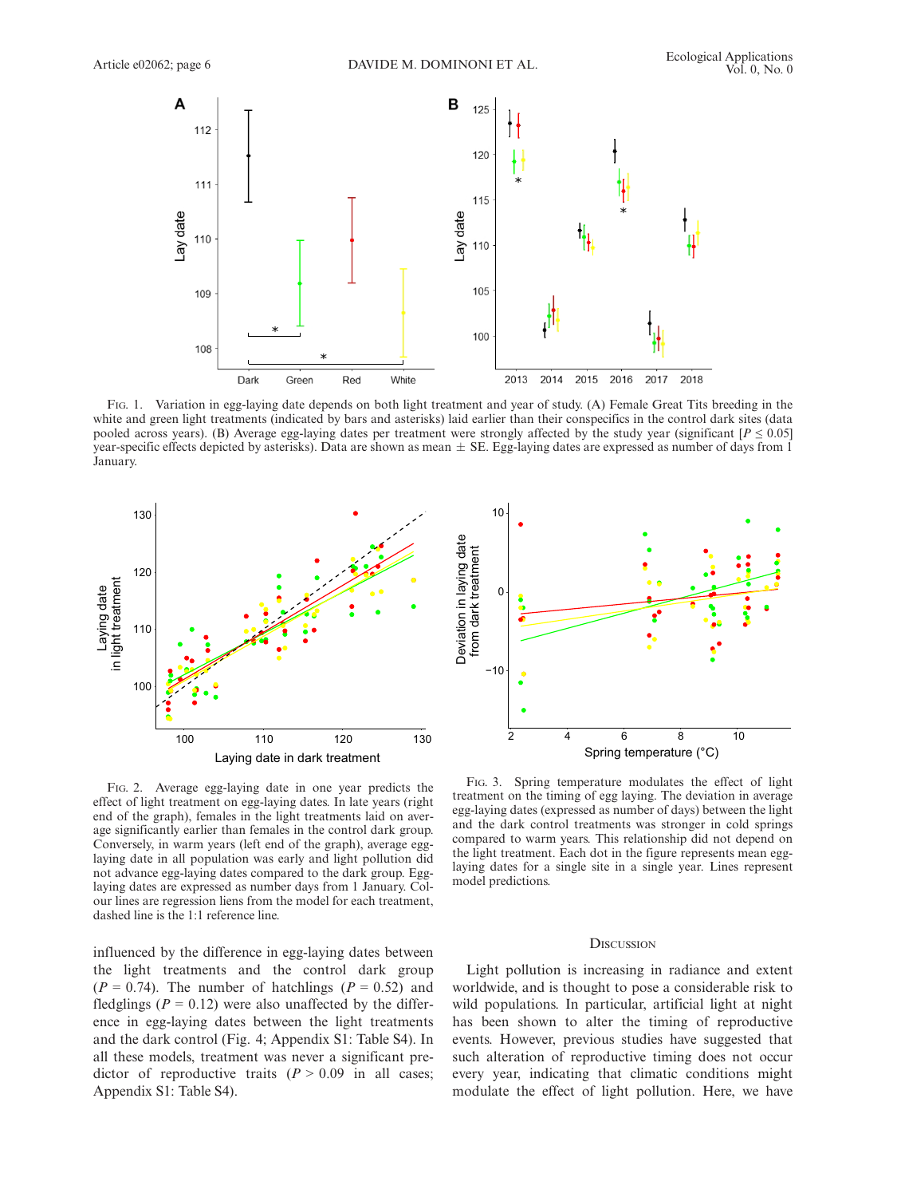Fig. 1. Variation in egg-laying date depends on both light treatment and year of study. (A) Female Great Tits breeding in the white and green light treatments (indicated by bars and asterisks) laid earlier than their conspecifics in the control dark sites (data pooled across years). (B) Average egg-laying dates per treatment were strongly affected by the study year (significant [$P \leq 0.05$] year-specific effects depicted by asterisks). Data are shown as mean ± SE. Egg-laying dates are expressed as number of days from 1 January.

Fig. 2. Average egg-laying date in one year predicts the effect of light treatment on egg-laying dates. In late years (right end of the graph), females in the light treatments laid on average significantly earlier than females in the control dark group. Conversely, in warm years (left end of the graph), average egg-laying date in all population was early and light pollution did not advance egg-laying dates compared to the dark group. Egg-laying dates are expressed as number days from 1 January. Colour lines are regression liens from the model for each treatment, dashed line is the 1:1 reference line.

Fig. 3. Spring temperature modulates the effect of light treatment on the timing of egg laying. The deviation in average egg-laying dates (expressed as number of days) between the light and the dark control treatments was stronger in cold springs compared to warm years. This relationship did not depend on the light treatment. Each dot in the figure represents mean egg-laying dates for a single site in a single year. Lines represent model predictions.

influenced by the difference in egg-laying dates between the light treatments and the control dark group ($P = 0.74$). The number of hatchlings ($P = 0.52$) and fledglings ($P = 0.12$) were also unaffected by the difference in egg-laying dates between the light treatments and the dark control (Fig. 4; Appendix S1: Table S4). In all these models, treatment was never a significant predictor of reproductive traits ($P > 0.09$ in all cases; Appendix S1: Table S4).

## Discussion

Light pollution is increasing in radiance and extent worldwide, and is thought to pose a considerable risk to wild populations. In particular, artificial light at night has been shown to alter the timing of reproductive events. However, previous studies have suggested that such alteration of reproductive timing does not occur every year, indicating that climatic conditions might modulate the effect of light pollution. Here, we have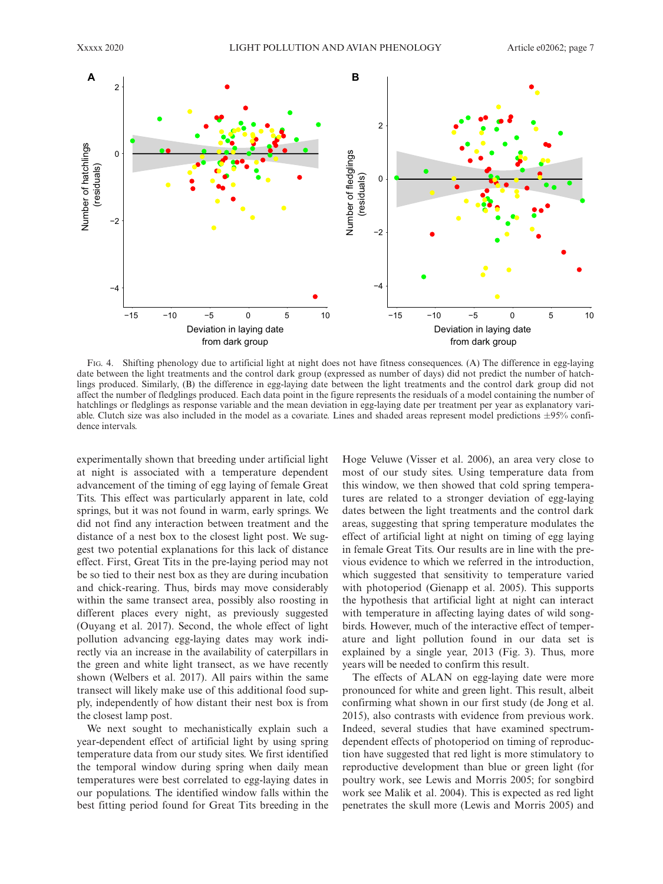A

Number of hatchlings (residuals)

2
0
−2
−4

−15 −10 −5 0 5 10

Deviation in laying date from dark group

B

Number of fledglings (residuals)

2
0
−2
−4

−15 −10 −5 0 5 10

Deviation in laying date from dark group

Fig. 4. Shifting phenology due to artificial light at night does not have fitness consequences. (A) The difference in egg-laying date between the light treatments and the control dark group (expressed as number of days) did not predict the number of hatchlings produced. Similarly, (B) the difference in egg-laying date between the light treatments and the control dark group did not affect the number of fledglings produced. Each data point in the figure represents the residuals of a model containing the number of hatchlings or fledglings as response variable and the mean deviation in egg-laying date per treatment per year as explanatory variable. Clutch size was also included in the model as a covariate. Lines and shaded areas represent model predictions ±95% confidence intervals.

experimentally shown that breeding under artificial light at night is associated with a temperature dependent advancement of the timing of egg laying of female Great Tits. This effect was particularly apparent in late, cold springs, but it was not found in warm, early springs. We did not find any interaction between treatment and the distance of a nest box to the closest light post. We suggest two potential explanations for this lack of distance effect. First, Great Tits in the pre-laying period may not be so tied to their nest box as they are during incubation and chick-rearing. Thus, birds may move considerably within the same transect area, possibly also roosting in different places every night, as previously suggested (Ouyang et al. 2017). Second, the whole effect of light pollution advancing egg-laying dates may work indirectly via an increase in the availability of caterpillars in the green and white light transect, as we have recently shown (Welbers et al. 2017). All pairs within the same transect will likely make use of this additional food supply, independently of how distant their nest box is from the closest lamp post.

We next sought to mechanistically explain such a year-dependent effect of artificial light by using spring temperature data from our study sites. We first identified the temporal window during spring when daily mean temperatures were best correlated to egg-laying dates in our populations. The identified window falls within the best fitting period found for Great Tits breeding in the Hoge Veluwe (Visser et al. 2006), an area very close to most of our study sites. Using temperature data from this window, we then showed that cold spring temperatures are related to a stronger deviation of egg-laying dates between the light treatments and the control dark areas, suggesting that spring temperature modulates the effect of artificial light at night on timing of egg laying in female Great Tits. Our results are in line with the previous evidence to which we referred in the introduction, which suggested that sensitivity to temperature varied with photoperiod (Gienapp et al. 2005). This supports the hypothesis that artificial light at night can interact with temperature in affecting laying dates of wild songbirds. However, much of the interactive effect of temperature and light pollution found in our data set is explained by a single year, 2013 (Fig. 3). Thus, more years will be needed to confirm this result.

The effects of ALAN on egg-laying date were more pronounced for white and green light. This result, albeit confirming what shown in our first study (de Jong et al. 2015), also contrasts with evidence from previous work. Indeed, several studies that have examined spectrum-dependent effects of photoperiod on timing of reproduction have suggested that red light is more stimulatory to reproductive development than blue or green light (for poultry work, see Lewis and Morris 2005; for songbird work see Malik et al. 2004). This is expected as red light penetrates the skull more (Lewis and Morris 2005) and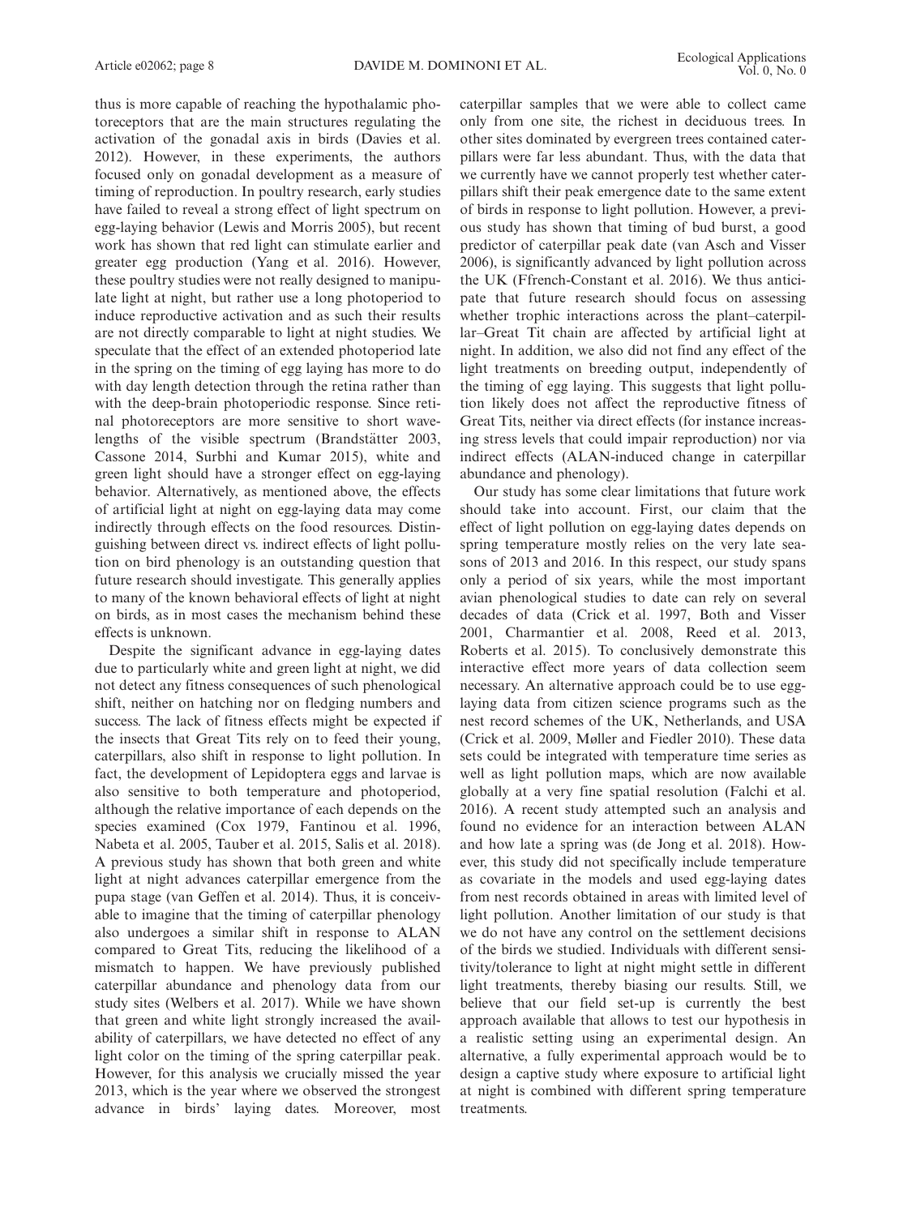thus is more capable of reaching the hypothalamic photoreceptors that are the main structures regulating the activation of the gonadal axis in birds (Davies et al. 2012). However, in these experiments, the authors focused only on gonadal development as a measure of timing of reproduction. In poultry research, early studies have failed to reveal a strong effect of light spectrum on egg-laying behavior (Lewis and Morris 2005), but recent work has shown that red light can stimulate earlier and greater egg production (Yang et al. 2016). However, these poultry studies were not really designed to manipulate light at night, but rather use a long photoperiod to induce reproductive activation and as such their results are not directly comparable to light at night studies. We speculate that the effect of an extended photoperiod late in the spring on the timing of egg laying has more to do with day length detection through the retina rather than with the deep-brain photoperiodic response. Since retinal photoreceptors are more sensitive to short wavelengths of the visible spectrum (Brandstätter 2003, Cassone 2014, Surbhi and Kumar 2015), white and green light should have a stronger effect on egg-laying behavior. Alternatively, as mentioned above, the effects of artificial light at night on egg-laying data may come indirectly through effects on the food resources. Distinguishing between direct vs. indirect effects of light pollution on bird phenology is an outstanding question that future research should investigate. This generally applies to many of the known behavioral effects of light at night on birds, as in most cases the mechanism behind these effects is unknown.

Despite the significant advance in egg-laying dates due to particularly white and green light at night, we did not detect any fitness consequences of such phenological shift, neither on hatching nor on fledging numbers and success. The lack of fitness effects might be expected if the insects that Great Tits rely on to feed their young, caterpillars, also shift in response to light pollution. In fact, the development of Lepidoptera eggs and larvae is also sensitive to both temperature and photoperiod, although the relative importance of each depends on the species examined (Cox 1979, Fantinou et al. 1996, Nabeta et al. 2005, Tauber et al. 2015, Salis et al. 2018). A previous study has shown that both green and white light at night advances caterpillar emergence from the pupa stage (van Geffen et al. 2014). Thus, it is conceivable to imagine that the timing of caterpillar phenology also undergoes a similar shift in response to ALAN compared to Great Tits, reducing the likelihood of a mismatch to happen. We have previously published caterpillar abundance and phenology data from our study sites (Welbers et al. 2017). While we have shown that green and white light strongly increased the availability of caterpillars, we have detected no effect of any light color on the timing of the spring caterpillar peak. However, for this analysis we crucially missed the year 2013, which is the year where we observed the strongest advance in birds' laying dates. Moreover, most caterpillar samples that we were able to collect came only from one site, the richest in deciduous trees. In other sites dominated by evergreen trees contained caterpillars were far less abundant. Thus, with the data that we currently have we cannot properly test whether caterpillars shift their peak emergence date to the same extent of birds in response to light pollution. However, a previous study has shown that timing of bud burst, a good predictor of caterpillar peak date (van Asch and Visser 2006), is significantly advanced by light pollution across the UK (Ffrench-Constant et al. 2016). We thus anticipate that future research should focus on assessing whether trophic interactions across the plant–caterpillar–Great Tit chain are affected by artificial light at night. In addition, we also did not find any effect of the light treatments on breeding output, independently of the timing of egg laying. This suggests that light pollution likely does not affect the reproductive fitness of Great Tits, neither via direct effects (for instance increasing stress levels that could impair reproduction) nor via indirect effects (ALAN-induced change in caterpillar abundance and phenology).

Our study has some clear limitations that future work should take into account. First, our claim that the effect of light pollution on egg-laying dates depends on spring temperature mostly relies on the very late seasons of 2013 and 2016. In this respect, our study spans only a period of six years, while the most important avian phenological studies to date can rely on several decades of data (Crick et al. 1997, Both and Visser 2001, Charmantier et al. 2008, Reed et al. 2013, Roberts et al. 2015). To conclusively demonstrate this interactive effect more years of data collection seem necessary. An alternative approach could be to use egg-laying data from citizen science programs such as the nest record schemes of the UK, Netherlands, and USA (Crick et al. 2009, Møller and Fiedler 2010). These data sets could be integrated with temperature time series as well as light pollution maps, which are now available globally at a very fine spatial resolution (Falchi et al. 2016). A recent study attempted such an analysis and found no evidence for an interaction between ALAN and how late a spring was (de Jong et al. 2018). However, this study did not specifically include temperature as covariate in the models and used egg-laying dates from nest records obtained in areas with limited level of light pollution. Another limitation of our study is that we do not have any control on the settlement decisions of the birds we studied. Individuals with different sensitivity/tolerance to light at night might settle in different light treatments, thereby biasing our results. Still, we believe that our field set-up is currently the best approach available that allows to test our hypothesis in a realistic setting using an experimental design. An alternative, a fully experimental approach would be to design a captive study where exposure to artificial light at night is combined with different spring temperature treatments.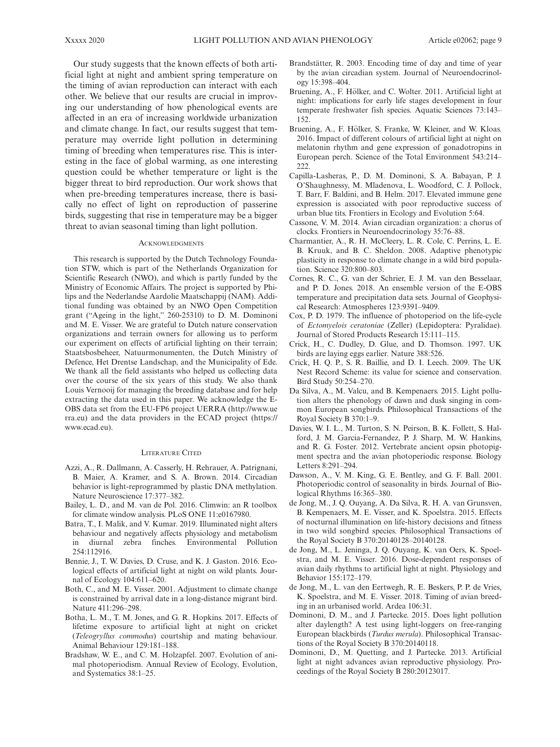Our study suggests that the known effects of both artificial light at night and ambient spring temperature on the timing of avian reproduction can interact with each other. We believe that our results are crucial in improving our understanding of how phenological events are affected in an era of increasing worldwide urbanization and climate change. In fact, our results suggest that temperature may override light pollution in determining timing of breeding when temperatures rise. This is interesting in the face of global warming, as one interesting question could be whether temperature or light is the bigger threat to bird reproduction. Our work shows that when pre-breeding temperatures increase, there is basically no effect of light on reproduction of passerine birds, suggesting that rise in temperature may be a bigger threat to avian seasonal timing than light pollution.

## Acknowledgments

This research is supported by the Dutch Technology Foundation STW, which is part of the Netherlands Organization for Scientific Research (NWO), and which is partly funded by the Ministry of Economic Affairs. The project is supported by Philips and the Nederlandse Aardolie Maatschappij (NAM). Additional funding was obtained by an NWO Open Competition grant ("Ageing in the light," 260-25310) to D. M. Dominoni and M. E. Visser. We are grateful to Dutch nature conservation organizations and terrain owners for allowing us to perform our experiment on effects of artificial lighting on their terrain; Staatsbosbeheer, Natuurmonumenten, the Dutch Ministry of Defence, Het Drentse Landschap, and the Municipality of Ede. We thank all the field assistants who helped us collecting data over the course of the six years of this study. We also thank Louis Vernooij for managing the breeding database and for help extracting the data used in this paper. We acknowledge the E-OBS data set from the EU-FP6 project UERRA (http://www.uerra.eu) and the data providers in the ECAD project (https://www.ecad.eu).

## Literature Cited

Azzi, A., R. Dallmann, A. Casserly, H. Rehrauer, A. Patrignani, B. Maier, A. Kramer, and S. A. Brown. 2014. Circadian behavior is light-reprogrammed by plastic DNA methylation. Nature Neuroscience 17:377–382.

Bailey, L. D., and M. van de Pol. 2016. Climwin: an R toolbox for climate window analysis. PLoS ONE 11:e0167980.

Batra, T., I. Malik, and V. Kumar. 2019. Illuminated night alters behaviour and negatively affects physiology and metabolism in diurnal zebra finches. Environmental Pollution 254:112916.

Bennie, J., T. W. Davies, D. Cruse, and K. J. Gaston. 2016. Ecological effects of artificial light at night on wild plants. Journal of Ecology 104:611–620.

Both, C., and M. E. Visser. 2001. Adjustment to climate change is constrained by arrival date in a long-distance migrant bird. Nature 411:296–298.

Botha, L. M., T. M. Jones, and G. R. Hopkins. 2017. Effects of lifetime exposure to artificial light at night on cricket (*Teleogryllus commodus*) courtship and mating behaviour. Animal Behaviour 129:181–188.

Bradshaw, W. E., and C. M. Holzapfel. 2007. Evolution of animal photoperiodism. Annual Review of Ecology, Evolution, and Systematics 38:1–25.

Brandstätter, R. 2003. Encoding time of day and time of year by the avian circadian system. Journal of Neuroendocrinology 15:398–404.

Bruening, A., F. Hölker, and C. Wolter. 2011. Artificial light at night: implications for early life stages development in four temperate freshwater fish species. Aquatic Sciences 73:143–152.

Bruening, A., F. Hölker, S. Franke, W. Kleiner, and W. Kloas. 2016. Impact of different colours of artificial light at night on melatonin rhythm and gene expression of gonadotropins in European perch. Science of the Total Environment 543:214–222.

Capilla-Lasheras, P., D. M. Dominoni, S. A. Babayan, P. J. O'Shaughnessy, M. Mladenova, L. Woodford, C. J. Pollock, T. Barr, F. Baldini, and B. Helm. 2017. Elevated immune gene expression is associated with poor reproductive success of urban blue tits. Frontiers in Ecology and Evolution 5:64.

Cassone, V. M. 2014. Avian circadian organization: a chorus of clocks. Frontiers in Neuroendocrinology 35:76–88.

Charmantier, A., R. H. McCleery, L. R. Cole, C. Perrins, L. E. B. Kruuk, and B. C. Sheldon. 2008. Adaptive phenotypic plasticity in response to climate change in a wild bird population. Science 320:800–803.

Cornes, R. C., G. van der Schrier, E. J. M. van den Besselaar, and P. D. Jones. 2018. An ensemble version of the E-OBS temperature and precipitation data sets. Journal of Geophysical Research: Atmospheres 123:9391–9409.

Cox, P. D. 1979. The influence of photoperiod on the life-cycle of *Ectomyelois ceratoniae* (Zeller) (Lepidoptera: Pyralidae). Journal of Stored Products Research 15:111–115.

Crick, H., C. Dudley, D. Glue, and D. Thomson. 1997. UK birds are laying eggs earlier. Nature 388:526.

Crick, H. Q. P., S. R. Baillie, and D. I. Leech. 2009. The UK Nest Record Scheme: its value for science and conservation. Bird Study 50:254–270.

Da Silva, A., M. Valcu, and B. Kempenaers. 2015. Light pollution alters the phenology of dawn and dusk singing in common European songbirds. Philosophical Transactions of the Royal Society B 370:1–9.

Davies, W. I. L., M. Turton, S. N. Peirson, B. K. Follett, S. Halford, J. M. Garcia-Fernandez, P. J. Sharp, M. W. Hankins, and R. G. Foster. 2012. Vertebrate ancient opsin photopigment spectra and the avian photoperiodic response. Biology Letters 8:291–294.

Dawson, A., V. M. King, G. E. Bentley, and G. F. Ball. 2001. Photoperiodic control of seasonality in birds. Journal of Biological Rhythms 16:365–380.

de Jong, M., J. Q. Ouyang, A. Da Silva, R. H. A. van Grunsven, B. Kempenaers, M. E. Visser, and K. Spoelstra. 2015. Effects of nocturnal illumination on life-history decisions and fitness in two wild songbird species. Philosophical Transactions of the Royal Society B 370:20140128–20140128.

de Jong, M., L. Jeninga, J. Q. Ouyang, K. van Oers, K. Spoelstra, and M. E. Visser. 2016. Dose-dependent responses of avian daily rhythms to artificial light at night. Physiology and Behavior 155:172–179.

de Jong, M., L. van den Eertwegh, R. E. Beskers, P. P. de Vries, K. Spoelstra, and M. E. Visser. 2018. Timing of avian breeding in an urbanised world. Ardea 106:31.

Dominoni, D. M., and J. Partecke. 2015. Does light pollution alter daylength? A test using light-loggers on free-ranging European blackbirds (*Turdus merula*). Philosophical Transactions of the Royal Society B 370:20140118.

Dominoni, D., M. Quetting, and J. Partecke. 2013. Artificial light at night advances avian reproductive physiology. Proceedings of the Royal Society B 280:20123017.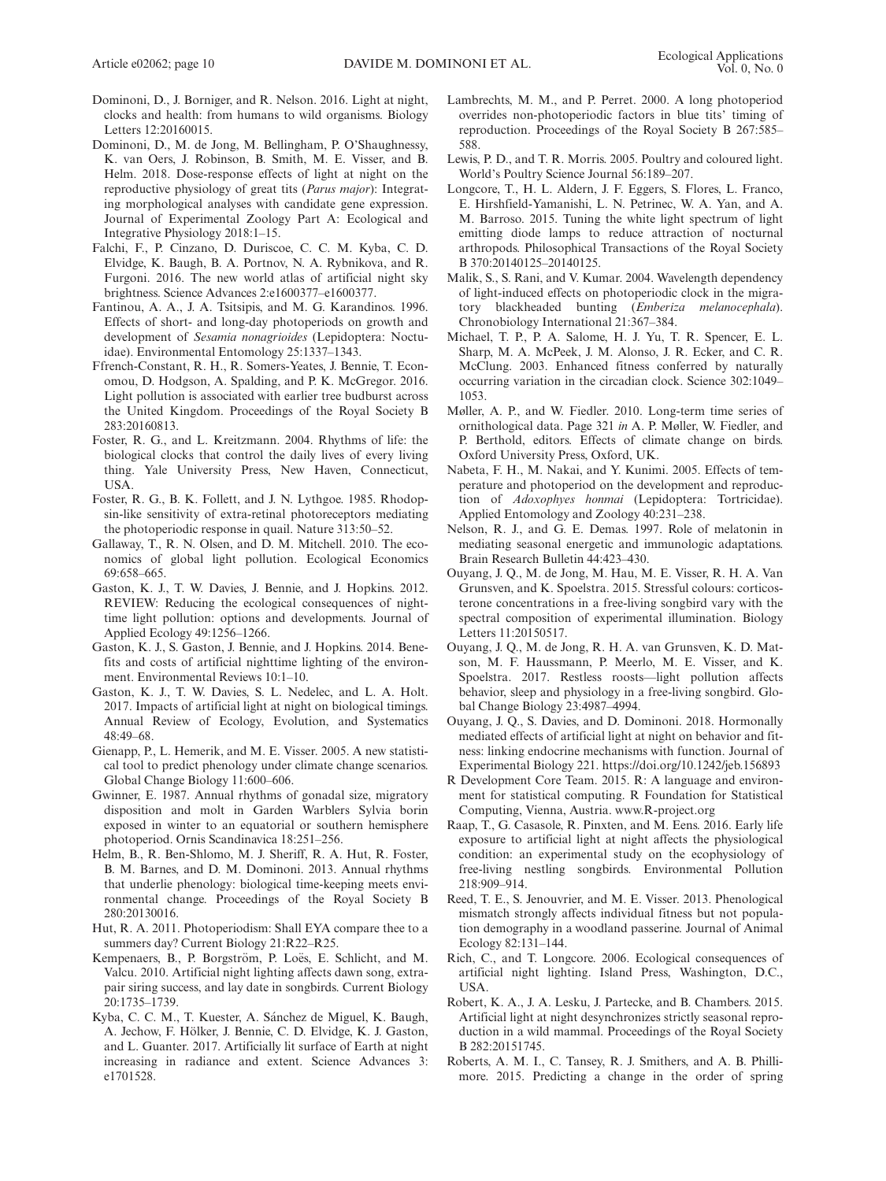Dominoni, D., J. Borniger, and R. Nelson. 2016. Light at night, clocks and health: from humans to wild organisms. Biology Letters 12:20160015.

Dominoni, D., M. de Jong, M. Bellingham, P. O'Shaughnessy, K. van Oers, J. Robinson, B. Smith, M. E. Visser, and B. Helm. 2018. Dose-response effects of light at night on the reproductive physiology of great tits (*Parus major*): Integrating morphological analyses with candidate gene expression. Journal of Experimental Zoology Part A: Ecological and Integrative Physiology 2018:1–15.

Falchi, F., P. Cinzano, D. Duriscoe, C. C. M. Kyba, C. D. Elvidge, K. Baugh, B. A. Portnov, N. A. Rybnikova, and R. Furgoni. 2016. The new world atlas of artificial night sky brightness. Science Advances 2:e1600377–e1600377.

Fantinou, A. A., J. A. Tsitsipis, and M. G. Karandinos. 1996. Effects of short- and long-day photoperiods on growth and development of *Sesamia nonagrioides* (Lepidoptera: Noctuidae). Environmental Entomology 25:1337–1343.

Ffrench-Constant, R. H., R. Somers-Yeates, J. Bennie, T. Economou, D. Hodgson, A. Spalding, and P. K. McGregor. 2016. Light pollution is associated with earlier tree budburst across the United Kingdom. Proceedings of the Royal Society B 283:20160813.

Foster, R. G., and L. Kreitzmann. 2004. Rhythms of life: the biological clocks that control the daily lives of every living thing. Yale University Press, New Haven, Connecticut, USA.

Foster, R. G., B. K. Follett, and J. N. Lythgoe. 1985. Rhodopsin-like sensitivity of extra-retinal photoreceptors mediating the photoperiodic response in quail. Nature 313:50–52.

Gallaway, T., R. N. Olsen, and D. M. Mitchell. 2010. The economics of global light pollution. Ecological Economics 69:658–665.

Gaston, K. J., T. W. Davies, J. Bennie, and J. Hopkins. 2012. REVIEW: Reducing the ecological consequences of night-time light pollution: options and developments. Journal of Applied Ecology 49:1256–1266.

Gaston, K. J., S. Gaston, J. Bennie, and J. Hopkins. 2014. Benefits and costs of artificial nighttime lighting of the environment. Environmental Reviews 10:1–10.

Gaston, K. J., T. W. Davies, S. L. Nedelec, and L. A. Holt. 2017. Impacts of artificial light at night on biological timings. Annual Review of Ecology, Evolution, and Systematics 48:49–68.

Gienapp, P., L. Hemerik, and M. E. Visser. 2005. A new statistical tool to predict phenology under climate change scenarios. Global Change Biology 11:600–606.

Gwinner, E. 1987. Annual rhythms of gonadal size, migratory disposition and molt in Garden Warblers Sylvia borin exposed in winter to an equatorial or southern hemisphere photoperiod. Ornis Scandinavica 18:251–256.

Helm, B., R. Ben-Shlomo, M. J. Sheriff, R. A. Hut, R. Foster, B. M. Barnes, and D. M. Dominoni. 2013. Annual rhythms that underlie phenology: biological time-keeping meets environmental change. Proceedings of the Royal Society B 280:20130016.

Hut, R. A. 2011. Photoperiodism: Shall EYA compare thee to a summers day? Current Biology 21:R22–R25.

Kempenaers, B., P. Borgström, P. Loës, E. Schlicht, and M. Valcu. 2010. Artificial night lighting affects dawn song, extra-pair siring success, and lay date in songbirds. Current Biology 20:1735–1739.

Kyba, C. C. M., T. Kuester, A. Sánchez de Miguel, K. Baugh, A. Jechow, F. Hölker, J. Bennie, C. D. Elvidge, K. J. Gaston, and L. Guanter. 2017. Artificially lit surface of Earth at night increasing in radiance and extent. Science Advances 3: e1701528.

Lambrechts, M. M., and P. Perret. 2000. A long photoperiod overrides non-photoperiodic factors in blue tits' timing of reproduction. Proceedings of the Royal Society B 267:585–588.

Lewis, P. D., and T. R. Morris. 2005. Poultry and coloured light. World's Poultry Science Journal 56:189–207.

Longcore, T., H. L. Aldern, J. F. Eggers, S. Flores, L. Franco, E. Hirshfield-Yamanishi, L. N. Petrinec, W. A. Yan, and A. M. Barroso. 2015. Tuning the white light spectrum of light emitting diode lamps to reduce attraction of nocturnal arthropods. Philosophical Transactions of the Royal Society B 370:20140125–20140125.

Malik, S., S. Rani, and V. Kumar. 2004. Wavelength dependency of light-induced effects on photoperiodic clock in the migratory blackheaded bunting (*Emberiza melanocephala*). Chronobiology International 21:367–384.

Michael, T. P., P. A. Salome, H. J. Yu, T. R. Spencer, E. L. Sharp, M. A. McPeek, J. M. Alonso, J. R. Ecker, and C. R. McClung. 2003. Enhanced fitness conferred by naturally occurring variation in the circadian clock. Science 302:1049–1053.

Møller, A. P., and W. Fiedler. 2010. Long-term time series of ornithological data. Page 321 *in* A. P. Møller, W. Fiedler, and P. Berthold, editors. Effects of climate change on birds. Oxford University Press, Oxford, UK.

Nabeta, F. H., M. Nakai, and Y. Kunimi. 2005. Effects of temperature and photoperiod on the development and reproduction of *Adoxophyes honmai* (Lepidoptera: Tortricidae). Applied Entomology and Zoology 40:231–238.

Nelson, R. J., and G. E. Demas. 1997. Role of melatonin in mediating seasonal energetic and immunologic adaptations. Brain Research Bulletin 44:423–430.

Ouyang, J. Q., M. de Jong, M. Hau, M. E. Visser, R. H. A. Van Grunsven, and K. Spoelstra. 2015. Stressful colours: corticosterone concentrations in a free-living songbird vary with the spectral composition of experimental illumination. Biology Letters 11:20150517.

Ouyang, J. Q., M. de Jong, R. H. A. van Grunsven, K. D. Matson, M. F. Haussmann, P. Meerlo, M. E. Visser, and K. Spoelstra. 2017. Restless roosts—light pollution affects behavior, sleep and physiology in a free-living songbird. Global Change Biology 23:4987–4994.

Ouyang, J. Q., S. Davies, and D. Dominoni. 2018. Hormonally mediated effects of artificial light at night on behavior and fitness: linking endocrine mechanisms with function. Journal of Experimental Biology 221. https://doi.org/10.1242/jeb.156893

R Development Core Team. 2015. R: A language and environment for statistical computing. R Foundation for Statistical Computing, Vienna, Austria. www.R-project.org

Raap, T., G. Casasole, R. Pinxten, and M. Eens. 2016. Early life exposure to artificial light at night affects the physiological condition: an experimental study on the ecophysiology of free-living nestling songbirds. Environmental Pollution 218:909–914.

Reed, T. E., S. Jenouvrier, and M. E. Visser. 2013. Phenological mismatch strongly affects individual fitness but not population demography in a woodland passerine. Journal of Animal Ecology 82:131–144.

Rich, C., and T. Longcore. 2006. Ecological consequences of artificial night lighting. Island Press, Washington, D.C., USA.

Robert, K. A., J. A. Lesku, J. Partecke, and B. Chambers. 2015. Artificial light at night desynchronizes strictly seasonal reproduction in a wild mammal. Proceedings of the Royal Society B 282:20151745.

Roberts, A. M. I., C. Tansey, R. J. Smithers, and A. B. Phillimore. 2015. Predicting a change in the order of spring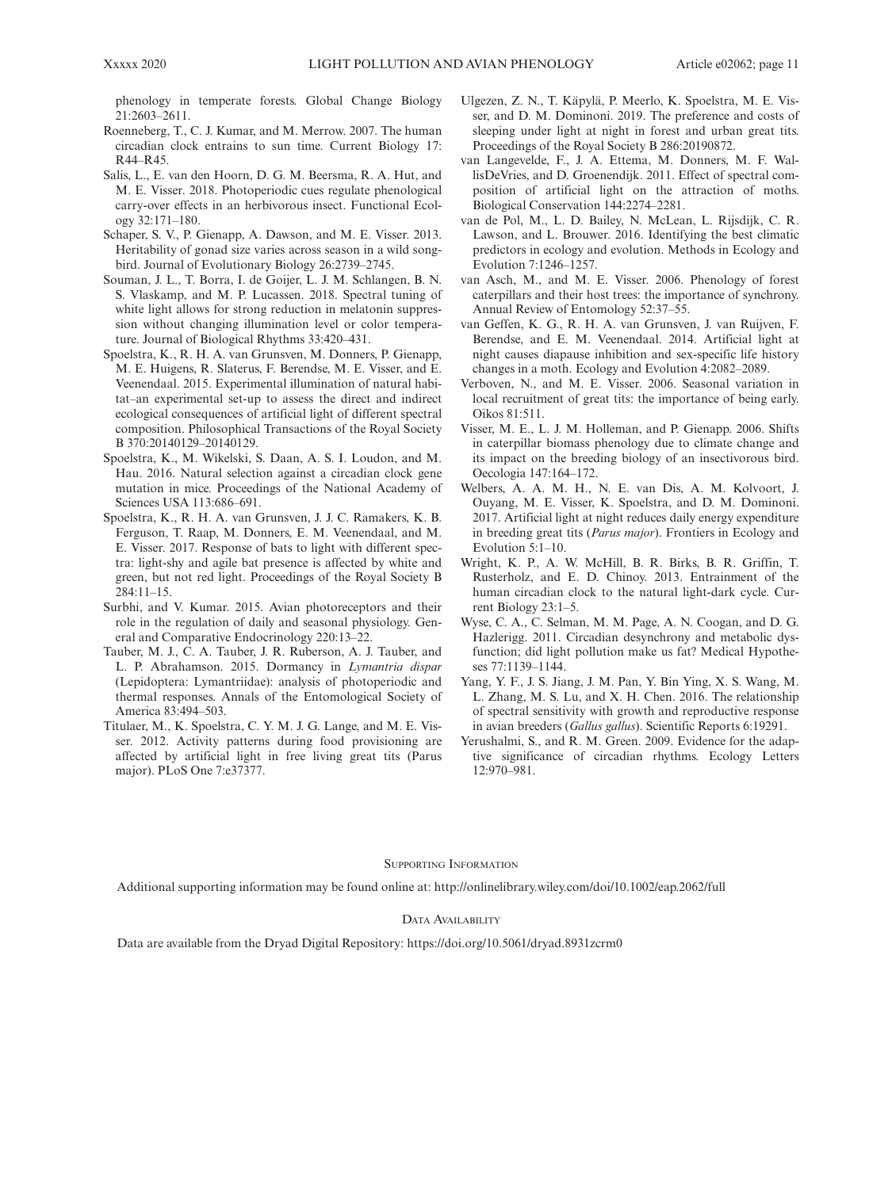phenology in temperate forests. Global Change Biology 21:2603–2611.

Roenneberg, T., C. J. Kumar, and M. Merrow. 2007. The human circadian clock entrains to sun time. Current Biology 17: R44–R45.

Salis, L., E. van den Hoorn, D. G. M. Beersma, R. A. Hut, and M. E. Visser. 2018. Photoperiodic cues regulate phenological carry-over effects in an herbivorous insect. Functional Ecology 32:171–180.

Schaper, S. V., P. Gienapp, A. Dawson, and M. E. Visser. 2013. Heritability of gonad size varies across season in a wild songbird. Journal of Evolutionary Biology 26:2739–2745.

Souman, J. L., T. Borra, I. de Goijer, L. J. M. Schlangen, B. N. S. Vlaskamp, and M. P. Lucassen. 2018. Spectral tuning of white light allows for strong reduction in melatonin suppression without changing illumination level or color temperature. Journal of Biological Rhythms 33:420–431.

Spoelstra, K., R. H. A. van Grunsven, M. Donners, P. Gienapp, M. E. Huigens, R. Slaterus, F. Berendse, M. E. Visser, and E. Veenendaal. 2015. Experimental illumination of natural habitat–an experimental set-up to assess the direct and indirect ecological consequences of artificial light of different spectral composition. Philosophical Transactions of the Royal Society B 370:20140129–20140129.

Spoelstra, K., M. Wikelski, S. Daan, A. S. I. Loudon, and M. Hau. 2016. Natural selection against a circadian clock gene mutation in mice. Proceedings of the National Academy of Sciences USA 113:686–691.

Spoelstra, K., R. H. A. van Grunsven, J. J. C. Ramakers, K. B. Ferguson, T. Raap, M. Donners, E. M. Veenendaal, and M. E. Visser. 2017. Response of bats to light with different spectra: light-shy and agile bat presence is affected by white and green, but not red light. Proceedings of the Royal Society B 284:11–15.

Surbhi, and V. Kumar. 2015. Avian photoreceptors and their role in the regulation of daily and seasonal physiology. General and Comparative Endocrinology 220:13–22.

Tauber, M. J., C. A. Tauber, J. R. Ruberson, A. J. Tauber, and L. P. Abrahamson. 2015. Dormancy in *Lymantria dispar* (Lepidoptera: Lymantriidae): analysis of photoperiodic and thermal responses. Annals of the Entomological Society of America 83:494–503.

Titulaer, M., K. Spoelstra, C. Y. M. J. G. Lange, and M. E. Visser. 2012. Activity patterns during food provisioning are affected by artificial light in free living great tits (Parus major). PLoS One 7:e37377.

Ulgezen, Z. N., T. Käpylä, P. Meerlo, K. Spoelstra, M. E. Visser, and D. M. Dominoni. 2019. The preference and costs of sleeping under light at night in forest and urban great tits. Proceedings of the Royal Society B 286:20190872.

van Langevelde, F., J. A. Ettema, M. Donners, M. F. WallisDeVries, and D. Groenendijk. 2011. Effect of spectral composition of artificial light on the attraction of moths. Biological Conservation 144:2274–2281.

van de Pol, M., L. D. Bailey, N. McLean, L. Rijsdijk, C. R. Lawson, and L. Brouwer. 2016. Identifying the best climatic predictors in ecology and evolution. Methods in Ecology and Evolution 7:1246–1257.

van Asch, M., and M. E. Visser. 2006. Phenology of forest caterpillars and their host trees: the importance of synchrony. Annual Review of Entomology 52:37–55.

van Geffen, K. G., R. H. A. van Grunsven, J. van Ruijven, F. Berendse, and E. M. Veenendaal. 2014. Artificial light at night causes diapause inhibition and sex-specific life history changes in a moth. Ecology and Evolution 4:2082–2089.

Verboven, N., and M. E. Visser. 2006. Seasonal variation in local recruitment of great tits: the importance of being early. Oikos 81:511.

Visser, M. E., L. J. M. Holleman, and P. Gienapp. 2006. Shifts in caterpillar biomass phenology due to climate change and its impact on the breeding biology of an insectivorous bird. Oecologia 147:164–172.

Welbers, A. A. M. H., N. E. van Dis, A. M. Kolvoort, J. Ouyang, M. E. Visser, K. Spoelstra, and D. M. Dominoni. 2017. Artificial light at night reduces daily energy expenditure in breeding great tits (*Parus major*). Frontiers in Ecology and Evolution 5:1–10.

Wright, K. P., A. W. McHill, B. R. Birks, B. R. Griffin, T. Rusterholz, and E. D. Chinoy. 2013. Entrainment of the human circadian clock to the natural light-dark cycle. Current Biology 23:1–5.

Wyse, C. A., C. Selman, M. M. Page, A. N. Coogan, and D. G. Hazlerigg. 2011. Circadian desynchrony and metabolic dysfunction; did light pollution make us fat? Medical Hypotheses 77:1139–1144.

Yang, Y. F., J. S. Jiang, J. M. Pan, Y. Bin Ying, X. S. Wang, M. L. Zhang, M. S. Lu, and X. H. Chen. 2016. The relationship of spectral sensitivity with growth and reproductive response in avian breeders (*Gallus gallus*). Scientific Reports 6:19291.

Yerushalmi, S., and R. M. Green. 2009. Evidence for the adaptive significance of circadian rhythms. Ecology Letters 12:970–981.

## Supporting Information

Additional supporting information may be found online at: http://onlinelibrary.wiley.com/doi/10.1002/eap.2062/full

## Data Availability

Data are available from the Dryad Digital Repository: https://doi.org/10.5061/dryad.8931zcrm0